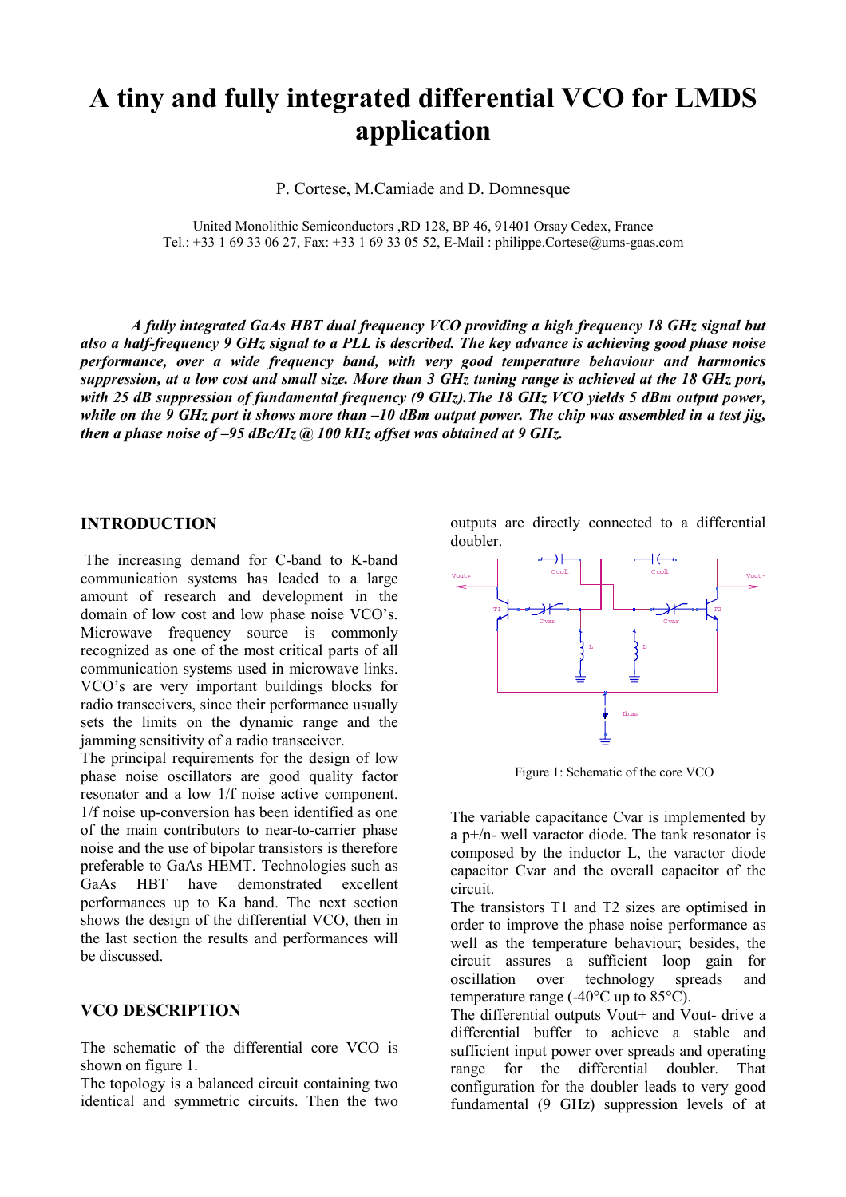# A tiny and fully integrated differential VCO for LMDS application

P. Cortese, M.Camiade and D. Domnesque

United Monolithic Semiconductors ,RD 128, BP 46, 91401 Orsay Cedex, France
Tel.: +33 1 69 33 06 27, Fax: +33 1 69 33 05 52, E-Mail : philippe.Cortese@ums-gaas.com

***A fully integrated GaAs HBT dual frequency VCO providing a high frequency 18 GHz signal but also a half-frequency 9 GHz signal to a PLL is described. The key advance is achieving good phase noise performance, over a wide frequency band, with very good temperature behaviour and harmonics suppression, at a low cost and small size. More than 3 GHz tuning range is achieved at the 18 GHz port, with 25 dB suppression of fundamental frequency (9 GHz).The 18 GHz VCO yields 5 dBm output power, while on the 9 GHz port it shows more than –10 dBm output power. The chip was assembled in a test jig, then a phase noise of –95 dBc/Hz @ 100 kHz offset was obtained at 9 GHz.***

## INTRODUCTION

The increasing demand for C-band to K-band communication systems has leaded to a large amount of research and development in the domain of low cost and low phase noise VCO's. Microwave frequency source is commonly recognized as one of the most critical parts of all communication systems used in microwave links. VCO's are very important buildings blocks for radio transceivers, since their performance usually sets the limits on the dynamic range and the jamming sensitivity of a radio transceiver.
The principal requirements for the design of low phase noise oscillators are good quality factor resonator and a low 1/f noise active component. 1/f noise up-conversion has been identified as one of the main contributors to near-to-carrier phase noise and the use of bipolar transistors is therefore preferable to GaAs HEMT. Technologies such as GaAs HBT have demonstrated excellent performances up to Ka band. The next section shows the design of the differential VCO, then in the last section the results and performances will be discussed.

## VCO DESCRIPTION

The schematic of the differential core VCO is shown on figure 1.
The topology is a balanced circuit containing two identical and symmetric circuits. Then the two outputs are directly connected to a differential doubler.

Vout+
Vout-
Ccoll
Ccoll
T1
T2
Cvar
Cvar
L
L
Ibias

Figure 1: Schematic of the core VCO

The variable capacitance Cvar is implemented by a p+/n- well varactor diode. The tank resonator is composed by the inductor L, the varactor diode capacitor Cvar and the overall capacitor of the circuit.
The transistors T1 and T2 sizes are optimised in order to improve the phase noise performance as well as the temperature behaviour; besides, the circuit assures a sufficient loop gain for oscillation over technology spreads and temperature range (-40°C up to 85°C).
The differential outputs Vout+ and Vout- drive a differential buffer to achieve a stable and sufficient input power over spreads and operating range for the differential doubler. That configuration for the doubler leads to very good fundamental (9 GHz) suppression levels of at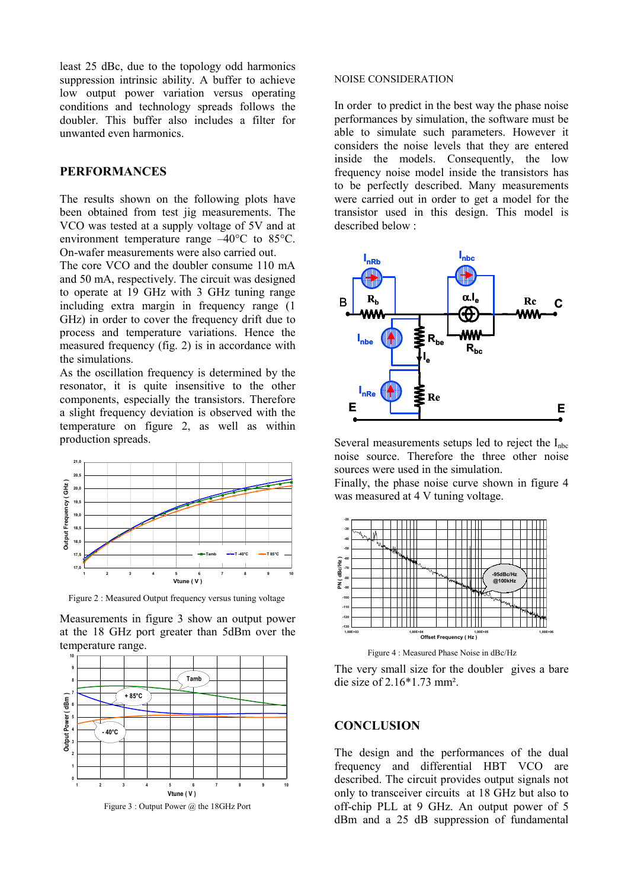least 25 dBc, due to the topology odd harmonics suppression intrinsic ability. A buffer to achieve low output power variation versus operating conditions and technology spreads follows the doubler. This buffer also includes a filter for unwanted even harmonics.

## PERFORMANCES

The results shown on the following plots have been obtained from test jig measurements. The VCO was tested at a supply voltage of 5V and at environment temperature range –40°C to 85°C. On-wafer measurements were also carried out.
The core VCO and the doubler consume 110 mA and 50 mA, respectively. The circuit was designed to operate at 19 GHz with 3 GHz tuning range including extra margin in frequency range (1 GHz) in order to cover the frequency drift due to process and temperature variations. Hence the measured frequency (fig. 2) is in accordance with the simulations.
As the oscillation frequency is determined by the resonator, it is quite insensitive to the other components, especially the transistors. Therefore a slight frequency deviation is observed with the temperature on figure 2, as well as within production spreads.

Output Frequency ( GHz )
21,0
20,5
20,0
19,5
19,0
18,5
18,0
17,5
17,0
1 2 3 4 5 6 7 8 9 10
Vtune ( V )
Tamb
T -40°C
T 85°C

Figure 2 : Measured Output frequency versus tuning voltage

Measurements in figure 3 show an output power at the 18 GHz port greater than 5dBm over the temperature range.

Output Power ( dBm )
10
9
8
7
6
5
4
3
2
1
0
1 2 3 4 5 6 7 8 9 10
Vtune ( V )
Tamb
+ 85°C
- 40°C

Figure 3 : Output Power @ the 18GHz Port

NOISE CONSIDERATION

In order to predict in the best way the phase noise performances by simulation, the software must be able to simulate such parameters. However it considers the noise levels that they are entered inside the models. Consequently, the low frequency noise model inside the transistors has to be perfectly described. Many measurements were carried out in order to get a model for the transistor used in this design. This model is described below :

$I_{nRb}$
$I_{nbc}$
B
$R_b$
$\alpha.I_e$
Rc
C
$I_{nbe}$
$R_{be}$
$R_{bc}$
$I_e$
$I_{nRe}$
Re
E
E

Several measurements setups led to reject the $I_{nbc}$ noise source. Therefore the three other noise sources were used in the simulation.
Finally, the phase noise curve shown in figure 4 was measured at 4 V tuning voltage.

PN ( dBc/Hz )
-20
-30
-40
-50
-60
-70
-80
-90
-100
-110
-120
-130
1,00E+03
1,00E+04
1,00E+05
1,00E+06
Offset Frequency ( Hz )
-95dBc/Hz
@100kHz

Figure 4 : Measured Phase Noise in dBc/Hz

The very small size for the doubler gives a bare die size of 2.16*1.73 mm².

## CONCLUSION

The design and the performances of the dual frequency and differential HBT VCO are described. The circuit provides output signals not only to transceiver circuits at 18 GHz but also to off-chip PLL at 9 GHz. An output power of 5 dBm and a 25 dB suppression of fundamental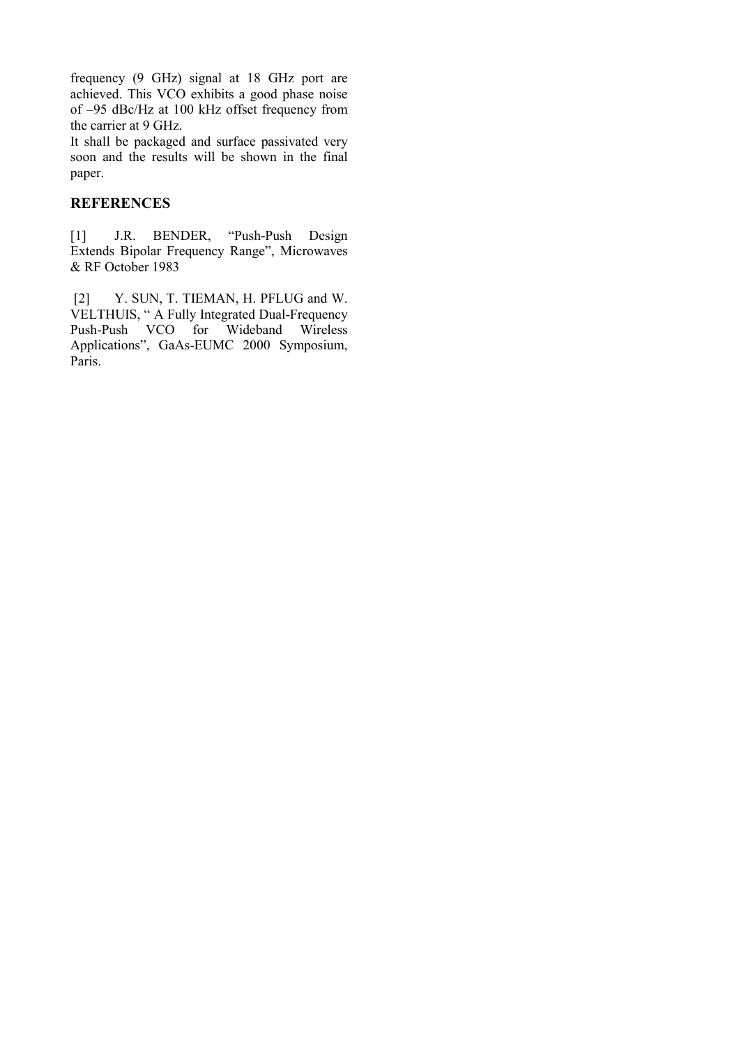frequency (9 GHz) signal at 18 GHz port are achieved. This VCO exhibits a good phase noise of –95 dBc/Hz at 100 kHz offset frequency from the carrier at 9 GHz.

It shall be packaged and surface passivated very soon and the results will be shown in the final paper.

## REFERENCES

[1] J.R. BENDER, "Push-Push Design Extends Bipolar Frequency Range", Microwaves & RF October 1983

[2] Y. SUN, T. TIEMAN, H. PFLUG and W. VELTHUIS, " A Fully Integrated Dual-Frequency Push-Push VCO for Wideband Wireless Applications", GaAs-EUMC 2000 Symposium, Paris.